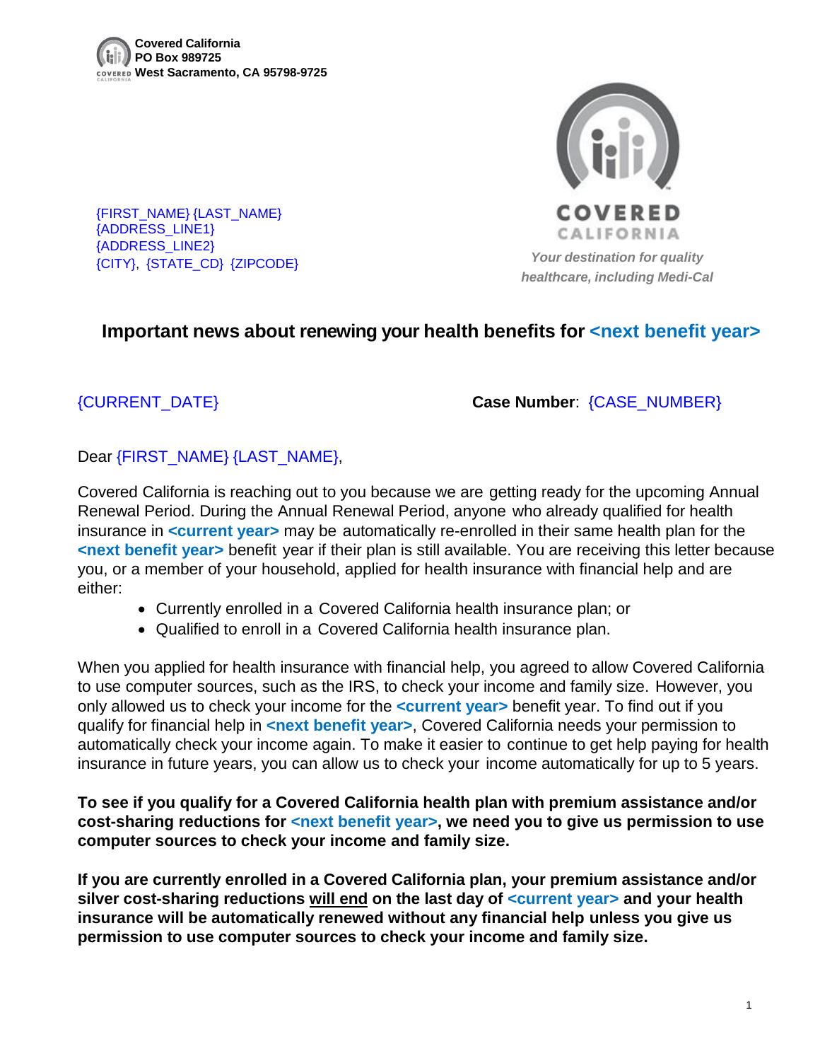**Covered California**
**PO Box 989725**
**West Sacramento, CA 95798-9725**

{FIRST_NAME} {LAST_NAME}
{ADDRESS_LINE1}
{ADDRESS_LINE2}
{CITY}, {STATE_CD} {ZIPCODE}

COVERED CALIFORNIA

*Your destination for quality healthcare, including Medi-Cal*

## Important news about renewing your health benefits for <next benefit year>

{CURRENT_DATE}

**Case Number**: {CASE_NUMBER}

Dear {FIRST_NAME} {LAST_NAME},

Covered California is reaching out to you because we are getting ready for the upcoming Annual Renewal Period. During the Annual Renewal Period, anyone who already qualified for health insurance in **<current year>** may be automatically re-enrolled in their same health plan for the **<next benefit year>** benefit year if their plan is still available. You are receiving this letter because you, or a member of your household, applied for health insurance with financial help and are either:

- Currently enrolled in a Covered California health insurance plan; or
- Qualified to enroll in a Covered California health insurance plan.

When you applied for health insurance with financial help, you agreed to allow Covered California to use computer sources, such as the IRS, to check your income and family size. However, you only allowed us to check your income for the **<current year>** benefit year. To find out if you qualify for financial help in **<next benefit year>**, Covered California needs your permission to automatically check your income again. To make it easier to continue to get help paying for health insurance in future years, you can allow us to check your income automatically for up to 5 years.

**To see if you qualify for a Covered California health plan with premium assistance and/or cost-sharing reductions for <next benefit year>, we need you to give us permission to use computer sources to check your income and family size.**

**If you are currently enrolled in a Covered California plan, your premium assistance and/or silver cost-sharing reductions will end on the last day of <current year> and your health insurance will be automatically renewed without any financial help unless you give us permission to use computer sources to check your income and family size.**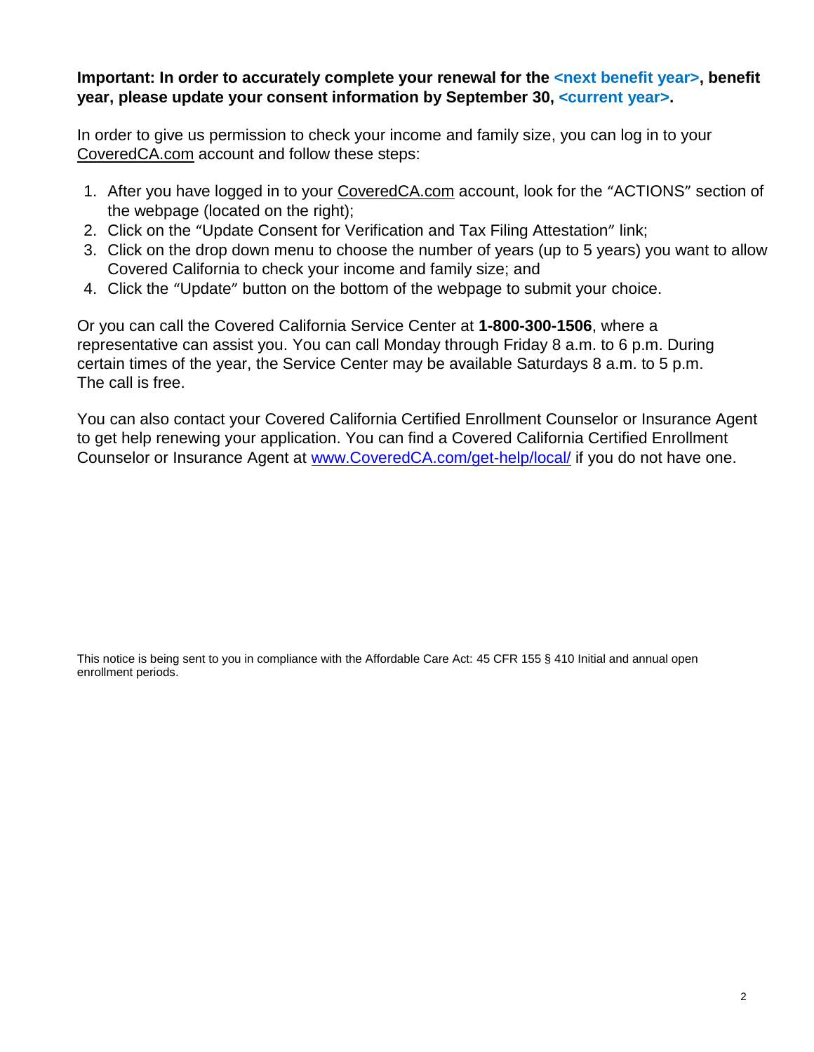**Important: In order to accurately complete your renewal for the <next benefit year>, benefit year, please update your consent information by September 30, <current year>.**

In order to give us permission to check your income and family size, you can log in to your CoveredCA.com account and follow these steps:

1. After you have logged in to your CoveredCA.com account, look for the "ACTIONS" section of the webpage (located on the right);
2. Click on the "Update Consent for Verification and Tax Filing Attestation" link;
3. Click on the drop down menu to choose the number of years (up to 5 years) you want to allow Covered California to check your income and family size; and
4. Click the "Update" button on the bottom of the webpage to submit your choice.

Or you can call the Covered California Service Center at **1-800-300-1506**, where a representative can assist you. You can call Monday through Friday 8 a.m. to 6 p.m. During certain times of the year, the Service Center may be available Saturdays 8 a.m. to 5 p.m. The call is free.

You can also contact your Covered California Certified Enrollment Counselor or Insurance Agent to get help renewing your application. You can find a Covered California Certified Enrollment Counselor or Insurance Agent at [www.CoveredCA.com/get-help/local/](http://www.CoveredCA.com/get-help/local/) if you do not have one.

This notice is being sent to you in compliance with the Affordable Care Act: 45 CFR 155 § 410 Initial and annual open enrollment periods.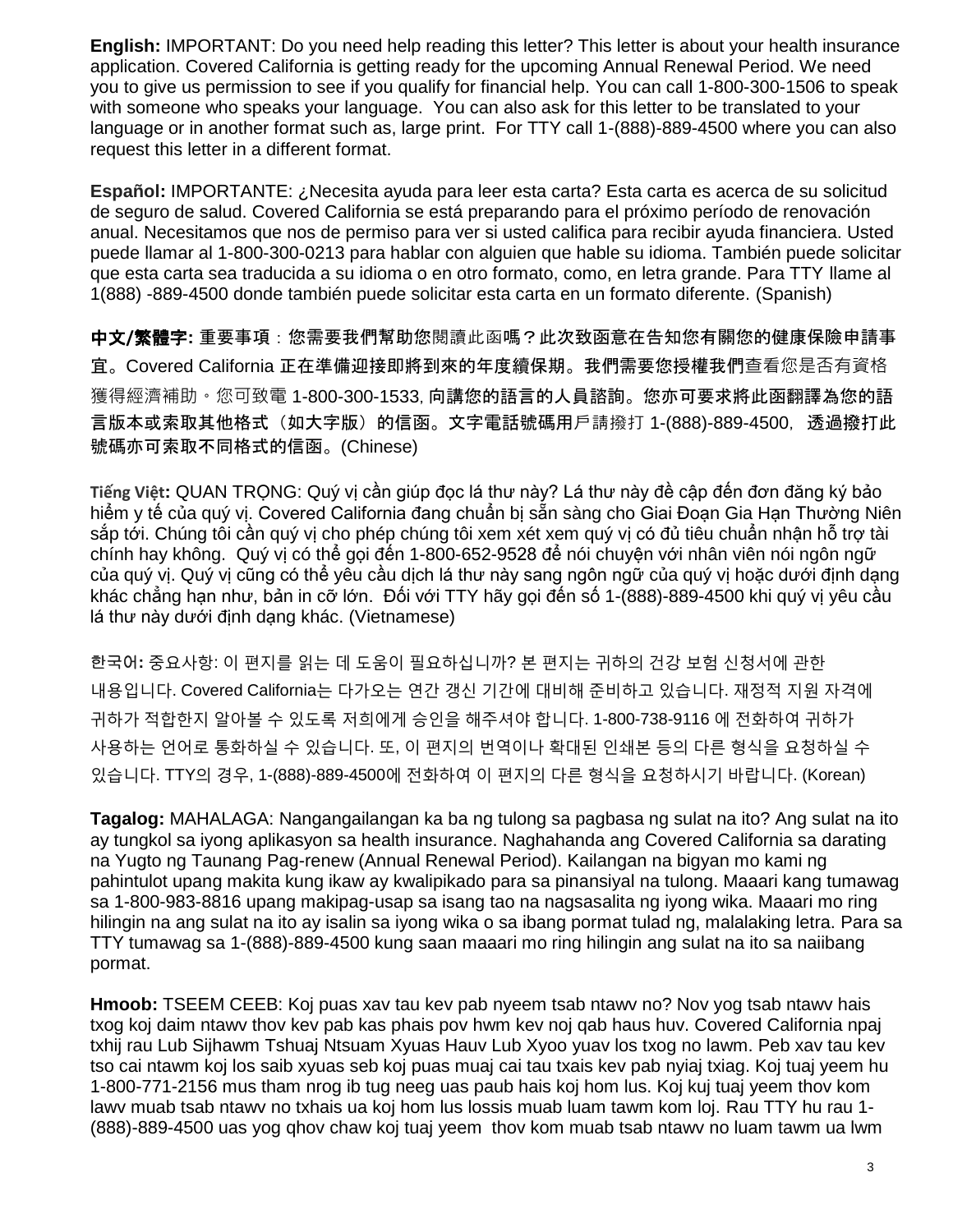**English:** IMPORTANT: Do you need help reading this letter? This letter is about your health insurance application. Covered California is getting ready for the upcoming Annual Renewal Period. We need you to give us permission to see if you qualify for financial help. You can call 1-800-300-1506 to speak with someone who speaks your language. You can also ask for this letter to be translated to your language or in another format such as, large print. For TTY call 1-(888)-889-4500 where you can also request this letter in a different format.

**Español:** IMPORTANTE: ¿Necesita ayuda para leer esta carta? Esta carta es acerca de su solicitud de seguro de salud. Covered California se está preparando para el próximo período de renovación anual. Necesitamos que nos de permiso para ver si usted califica para recibir ayuda financiera. Usted puede llamar al 1-800-300-0213 para hablar con alguien que hable su idioma. También puede solicitar que esta carta sea traducida a su idioma o en otro formato, como, en letra grande. Para TTY llame al 1(888) -889-4500 donde también puede solicitar esta carta en un formato diferente. (Spanish)

**中文/繁體字:** 重要事項：您需要我們幫助您閱讀此函嗎？此次致函意在告知您有關您的健康保險申請事宜。Covered California 正在準備迎接即將到來的年度續保期。我們需要您授權我們查看您是否有資格獲得經濟補助。您可致電 1-800-300-1533，向講您的語言的人員諮詢。您亦可要求將此函翻譯為您的語言版本或索取其他格式（如大字版）的信函。文字電話號碼用戶請撥打 1-(888)-889-4500，透過撥打此號碼亦可索取不同格式的信函。(Chinese)

**Tiếng Việt:** QUAN TRỌNG: Quý vị cần giúp đọc lá thư này? Lá thư này đề cập đến đơn đăng ký bảo hiểm y tế của quý vị. Covered California đang chuẩn bị sẵn sàng cho Giai Đoạn Gia Hạn Thường Niên sắp tới. Chúng tôi cần quý vị cho phép chúng tôi xem xét xem quý vị có đủ tiêu chuẩn nhận hỗ trợ tài chính hay không. Quý vị có thể gọi đến 1-800-652-9528 để nói chuyện với nhân viên nói ngôn ngữ của quý vị. Quý vị cũng có thể yêu cầu dịch lá thư này sang ngôn ngữ của quý vị hoặc dưới định dạng khác chẳng hạn như, bản in cỡ lớn. Đối với TTY hãy gọi đến số 1-(888)-889-4500 khi quý vị yêu cầu lá thư này dưới định dạng khác. (Vietnamese)

**한국어:** 중요사항: 이 편지를 읽는 데 도움이 필요하십니까? 본 편지는 귀하의 건강 보험 신청서에 관한 내용입니다. Covered California는 다가오는 연간 갱신 기간에 대비해 준비하고 있습니다. 재정적 지원 자격에 귀하가 적합한지 알아볼 수 있도록 저희에게 승인을 해주셔야 합니다. 1-800-738-9116 에 전화하여 귀하가 사용하는 언어로 통화하실 수 있습니다. 또, 이 편지의 번역이나 확대된 인쇄본 등의 다른 형식을 요청하실 수 있습니다. TTY의 경우, 1-(888)-889-4500에 전화하여 이 편지의 다른 형식을 요청하시기 바랍니다. (Korean)

**Tagalog:** MAHALAGA: Nangangailangan ka ba ng tulong sa pagbasa ng sulat na ito? Ang sulat na ito ay tungkol sa iyong aplikasyon sa health insurance. Naghahanda ang Covered California sa darating na Yugto ng Taunang Pag-renew (Annual Renewal Period). Kailangan na bigyan mo kami ng pahintulot upang makita kung ikaw ay kwalipikado para sa pinansiyal na tulong. Maaari kang tumawag sa 1-800-983-8816 upang makipag-usap sa isang tao na nagsasalita ng iyong wika. Maaari mo ring hilingin na ang sulat na ito ay isalin sa iyong wika o sa ibang pormat tulad ng, malalaking letra. Para sa TTY tumawag sa 1-(888)-889-4500 kung saan maaari mo ring hilingin ang sulat na ito sa naiibang pormat.

**Hmoob:** TSEEM CEEB: Koj puas xav tau kev pab nyeem tsab ntawv no? Nov yog tsab ntawv hais txog koj daim ntawv thov kev pab kas phais pov hwm kev noj qab haus huv. Covered California npaj txhij rau Lub Sijhawm Tshuaj Ntsuam Xyuas Hauv Lub Xyoo yuav los txog no lawm. Peb xav tau kev tso cai ntawm koj los saib xyuas seb koj puas muaj cai tau txais kev pab nyiaj txiag. Koj tuaj yeem hu 1-800-771-2156 mus tham nrog ib tug neeg uas paub hais koj hom lus. Koj kuj tuaj yeem thov kom lawv muab tsab ntawv no txhais ua koj hom lus lossis muab luam tawm kom loj. Rau TTY hu rau 1-(888)-889-4500 uas yog qhov chaw koj tuaj yeem thov kom muab tsab ntawv no luam tawm ua lwm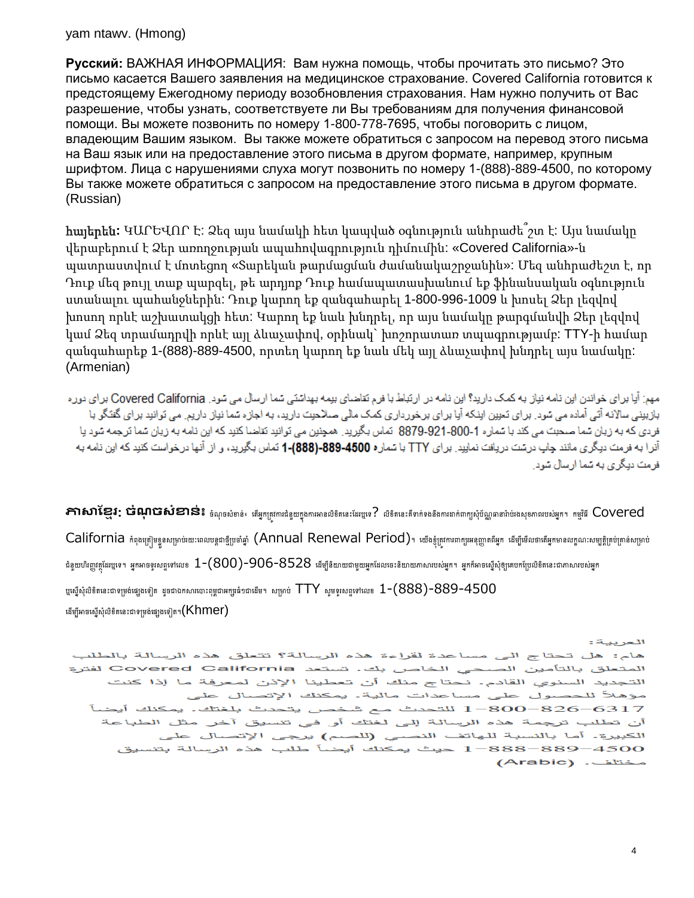yam ntawv. (Hmong)

**Русский:** ВАЖНАЯ ИНФОРМАЦИЯ: Вам нужна помощь, чтобы прочитать это письмо? Это письмо касается Вашего заявления на медицинское страхование. Covered California готовится к предстоящему Ежегодному периоду возобновления страхования. Нам нужно получить от Вас разрешение, чтобы узнать, соответствуете ли Вы требованиям для получения финансовой помощи. Вы можете позвонить по номеру 1-800-778-7695, чтобы поговорить с лицом, владеющим Вашим языком. Вы также можете обратиться с запросом на перевод этого письма на Ваш язык или на предоставление этого письма в другом формате, например, крупным шрифтом. Лица с нарушениями слуха могут позвонить по номеру 1-(888)-889-4500, по которому Вы также можете обратиться с запросом на предоставление этого письма в другом формате. (Russian)

**հայերեն:** ԿԱՐԵՎՈՐ Է: Ձեզ այս նամակի հետ կապված օգնություն անհրաժե՞շտ է: Այս նամակը վերաբերում է Ձեր առողջության ապահովագրության դիմումին: «Covered California»-ն պատրաստվում է մոտեցող «Տարեկան թարմացման ժամանակաշրջանին»: Մեզ անհրաժեշտ է, որ Դուք մեզ թույլ տաք պարզել, թե արդյոք Դուք համապատասխանում եք ֆինանսական օգնություն ստանալու պահանջներին: Դուք կարող եք զանգահարել 1-800-996-1009 և խոսել Ձեր լեզվով խոսող որևէ աշխատակցի հետ: Կարող եք նաև խնդրել, որ այս նամակը թարգմանվի Ձեր լեզվով կամ Ձեզ տրամադրվի որևէ այլ ձևաչափով, օրինակ` խոշորատառ տպագրությամբ: TTY-ի համար զանգահարեք 1-(888)-889-4500, որտեղ կարող եք նաև մեկ այլ ձևաչափով խնդրել այս նամակը: (Armenian)

مهم: آیا برای خواندن این نامه نیاز به کمک دارید؟ این نامه در ارتباط با فرم تقاضای بیمه بهداشتی شما ارسال می شود. Covered California برای دوره بازبینی سالانه آتی آماده می شود. برای تعیین اینکه آیا برای برخورداری کمک مالی صلاحیت دارید، به اجازه شما نیاز داریم. می توانید برای گفتگو با فردی که به زبان شما صحبت می کند با شماره 1-800-921-8879 تماس بگیرید. همچنین می توانید تقاضا کنید که این نامه به زبان شما ترجمه شود یا آنرا به فرمت دیگری مانند چاپ درشت دریافت نمایید. برای TTY با شماره **1-(888)-889-4500** تماس بگیرید، و از آنها درخواست کنید که این نامه به فرمت دیگری به شما ارسال شود.

**ភាសាខ្មែរ: ចំណុចសំខាន់៖** ចំណុចសំខាន់៖ តើអ្នកត្រូវការជំនួយក្នុងការអានលិខិតនេះដែរឬទេ? លិខិតនេះគឺទាក់ទងនឹងការដាក់ពាក្យសុំប័ណ្ណធានារ៉ាប់រងសុខភាពរបស់អ្នក។ កម្មវិធី Covered California កំពុងត្រៀមខ្លួនសម្រាប់រយៈពេលបន្តជាថ្មីប្រចាំឆ្នាំ (Annual Renewal Period)។ យើងខ្ញុំត្រូវការពាក្យអនុញ្ញាតពីអ្នក ដើម្បីមើលថាតើអ្នកមានលក្ខណៈសម្បត្តិគ្រប់គ្រាន់សម្រាប់ជំនួយហិរញ្ញវត្ថុដែរឬទេ។ អ្នកអាចទូរស័ព្ទទៅលេខ 1-(800)-906-8528 ដើម្បីនិយាយជាមួយអ្នកដែលចេះនិយាយភាសារបស់អ្នក។ អ្នកក៏អាចស្នើសុំឱ្យគេបកប្រែលិខិតនេះជាភាសារបស់អ្នក ឬស្នើសុំលិខិតនេះជាទម្រង់ផ្សេងទៀត ដូចជាឯកសារបោះពុម្ពជាអក្សរធំៗជាដើម។ សម្រាប់ TTY សូមទូរស័ព្ទទៅលេខ 1-(888)-889-4500 ដើម្បីអាចស្នើសុំលិខិតនេះជាទម្រង់ផ្សេងទៀត។(Khmer)

العربية:
هام: هل تحتاج الى مساعدة لقراءة هذه الرسالة؟ تتعلق هذه الرسالة بالطلب المتعلق بالتأمين الصحي الخاص بك. تستعد Covered California لفترة التجديد السنوي القادم. نحتاج منك أن تعطينا الإذن لمعرفة ما إذا كنت مؤهلاً للحصول على مساعدات مالية. يمكنك الإتصال على 1-800-826-6317 للتحدث مع شخص يتحدث بلغتك. يمكنك أيضاً أن تطلب ترجمة هذه الرسالة إلى لغتك أو في تنسيق آخر مثل الطباعة الكبيرة. أما بالنسبة للهاتف النصي (للصم) يرجى الإتصال على 1-888-889-4500 حيث يمكنك أيضاً طلب هذه الرسالة بتنسيق مختلف. (Arabic)